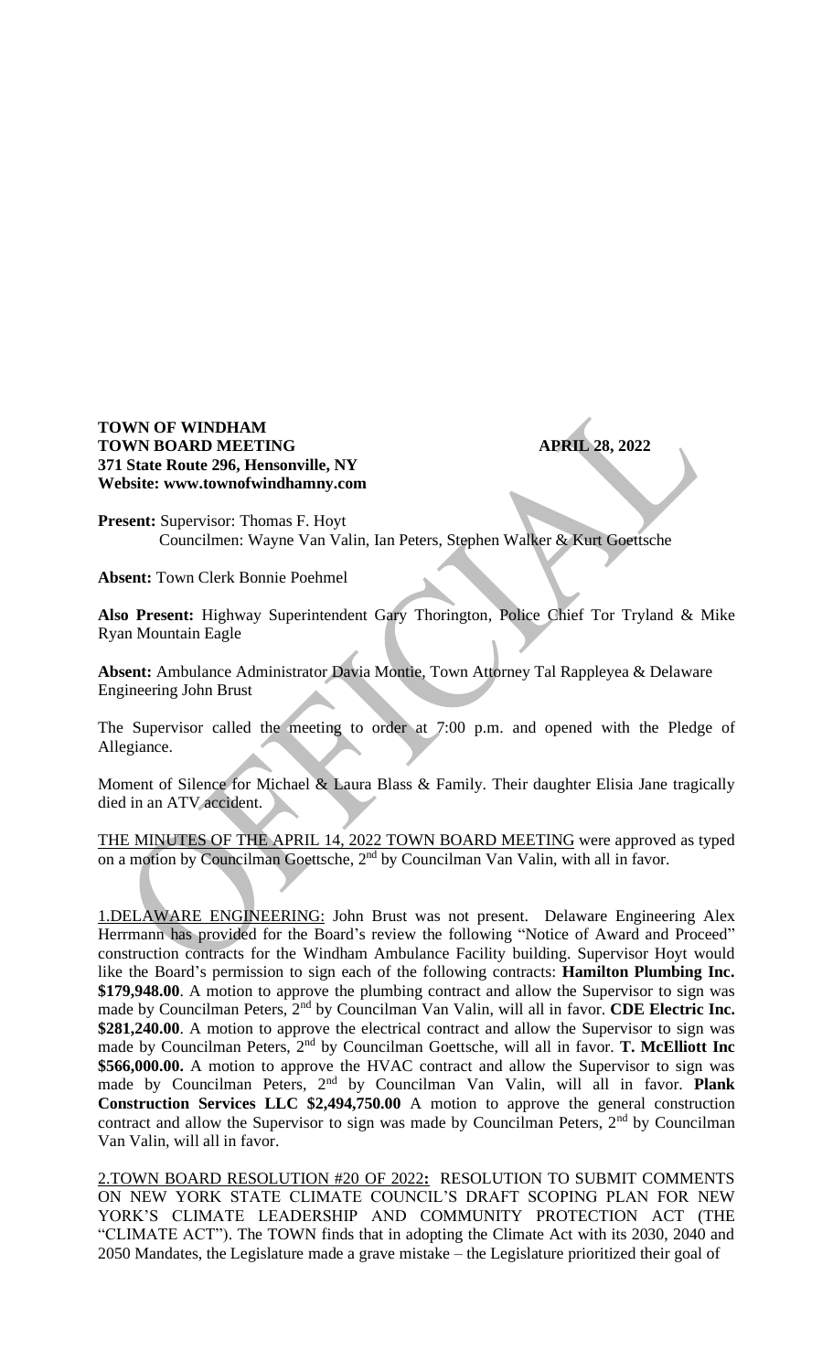**TOWN OF WINDHAM**
**TOWN BOARD MEETING** **APRIL 28, 2022**
**371 State Route 296, Hensonville, NY**
**Website: www.townofwindhamny.com**

**Present:** Supervisor: Thomas F. Hoyt
Councilmen: Wayne Van Valin, Ian Peters, Stephen Walker & Kurt Goettsche

**Absent:** Town Clerk Bonnie Poehmel

**Also Present:** Highway Superintendent Gary Thorington, Police Chief Tor Tryland & Mike Ryan Mountain Eagle

**Absent:** Ambulance Administrator Davia Montie, Town Attorney Tal Rappleyea & Delaware Engineering John Brust

The Supervisor called the meeting to order at 7:00 p.m. and opened with the Pledge of Allegiance.

Moment of Silence for Michael & Laura Blass & Family. Their daughter Elisia Jane tragically died in an ATV accident.

THE MINUTES OF THE APRIL 14, 2022 TOWN BOARD MEETING were approved as typed on a motion by Councilman Goettsche, 2nd by Councilman Van Valin, with all in favor.

1.DELAWARE ENGINEERING: John Brust was not present. Delaware Engineering Alex Herrmann has provided for the Board's review the following "Notice of Award and Proceed" construction contracts for the Windham Ambulance Facility building. Supervisor Hoyt would like the Board's permission to sign each of the following contracts: **Hamilton Plumbing Inc. $179,948.00**. A motion to approve the plumbing contract and allow the Supervisor to sign was made by Councilman Peters, 2nd by Councilman Van Valin, will all in favor. **CDE Electric Inc. $281,240.00**. A motion to approve the electrical contract and allow the Supervisor to sign was made by Councilman Peters, 2nd by Councilman Goettsche, will all in favor. **T. McElliott Inc $566,000.00.** A motion to approve the HVAC contract and allow the Supervisor to sign was made by Councilman Peters, 2nd by Councilman Van Valin, will all in favor. **Plank Construction Services LLC $2,494,750.00** A motion to approve the general construction contract and allow the Supervisor to sign was made by Councilman Peters, 2nd by Councilman Van Valin, will all in favor.

2.TOWN BOARD RESOLUTION #20 OF 2022**:** RESOLUTION TO SUBMIT COMMENTS ON NEW YORK STATE CLIMATE COUNCIL'S DRAFT SCOPING PLAN FOR NEW YORK'S CLIMATE LEADERSHIP AND COMMUNITY PROTECTION ACT (THE "CLIMATE ACT"). The TOWN finds that in adopting the Climate Act with its 2030, 2040 and 2050 Mandates, the Legislature made a grave mistake – the Legislature prioritized their goal of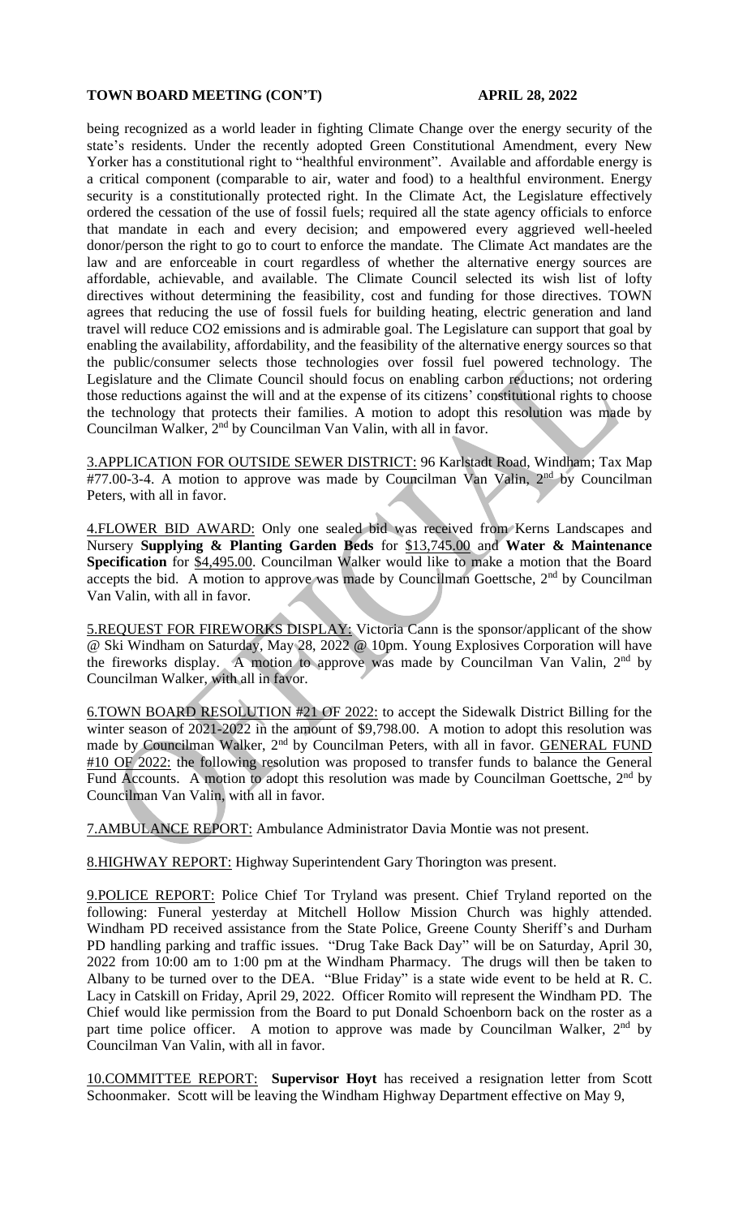being recognized as a world leader in fighting Climate Change over the energy security of the state's residents. Under the recently adopted Green Constitutional Amendment, every New Yorker has a constitutional right to "healthful environment". Available and affordable energy is a critical component (comparable to air, water and food) to a healthful environment. Energy security is a constitutionally protected right. In the Climate Act, the Legislature effectively ordered the cessation of the use of fossil fuels; required all the state agency officials to enforce that mandate in each and every decision; and empowered every aggrieved well-heeled donor/person the right to go to court to enforce the mandate. The Climate Act mandates are the law and are enforceable in court regardless of whether the alternative energy sources are affordable, achievable, and available. The Climate Council selected its wish list of lofty directives without determining the feasibility, cost and funding for those directives. TOWN agrees that reducing the use of fossil fuels for building heating, electric generation and land travel will reduce CO2 emissions and is admirable goal. The Legislature can support that goal by enabling the availability, affordability, and the feasibility of the alternative energy sources so that the public/consumer selects those technologies over fossil fuel powered technology. The Legislature and the Climate Council should focus on enabling carbon reductions; not ordering those reductions against the will and at the expense of its citizens' constitutional rights to choose the technology that protects their families. A motion to adopt this resolution was made by Councilman Walker, 2nd by Councilman Van Valin, with all in favor.

3.APPLICATION FOR OUTSIDE SEWER DISTRICT: 96 Karlstadt Road, Windham; Tax Map #77.00-3-4. A motion to approve was made by Councilman Van Valin, 2nd by Councilman Peters, with all in favor.

4.FLOWER BID AWARD: Only one sealed bid was received from Kerns Landscapes and Nursery **Supplying & Planting Garden Beds** for $13,745.00 and **Water & Maintenance Specification** for $4,495.00. Councilman Walker would like to make a motion that the Board accepts the bid. A motion to approve was made by Councilman Goettsche, 2nd by Councilman Van Valin, with all in favor.

5.REQUEST FOR FIREWORKS DISPLAY: Victoria Cann is the sponsor/applicant of the show @ Ski Windham on Saturday, May 28, 2022 @ 10pm. Young Explosives Corporation will have the fireworks display. A motion to approve was made by Councilman Van Valin, 2nd by Councilman Walker, with all in favor.

6.TOWN BOARD RESOLUTION #21 OF 2022: to accept the Sidewalk District Billing for the winter season of 2021-2022 in the amount of $9,798.00. A motion to adopt this resolution was made by Councilman Walker, 2nd by Councilman Peters, with all in favor. GENERAL FUND #10 OF 2022: the following resolution was proposed to transfer funds to balance the General Fund Accounts. A motion to adopt this resolution was made by Councilman Goettsche, 2nd by Councilman Van Valin, with all in favor.

7.AMBULANCE REPORT: Ambulance Administrator Davia Montie was not present.

8.HIGHWAY REPORT: Highway Superintendent Gary Thorington was present.

9.POLICE REPORT: Police Chief Tor Tryland was present. Chief Tryland reported on the following: Funeral yesterday at Mitchell Hollow Mission Church was highly attended. Windham PD received assistance from the State Police, Greene County Sheriff's and Durham PD handling parking and traffic issues. "Drug Take Back Day" will be on Saturday, April 30, 2022 from 10:00 am to 1:00 pm at the Windham Pharmacy. The drugs will then be taken to Albany to be turned over to the DEA. "Blue Friday" is a state wide event to be held at R. C. Lacy in Catskill on Friday, April 29, 2022. Officer Romito will represent the Windham PD. The Chief would like permission from the Board to put Donald Schoenborn back on the roster as a part time police officer. A motion to approve was made by Councilman Walker, 2nd by Councilman Van Valin, with all in favor.

10.COMMITTEE REPORT: **Supervisor Hoyt** has received a resignation letter from Scott Schoonmaker. Scott will be leaving the Windham Highway Department effective on May 9,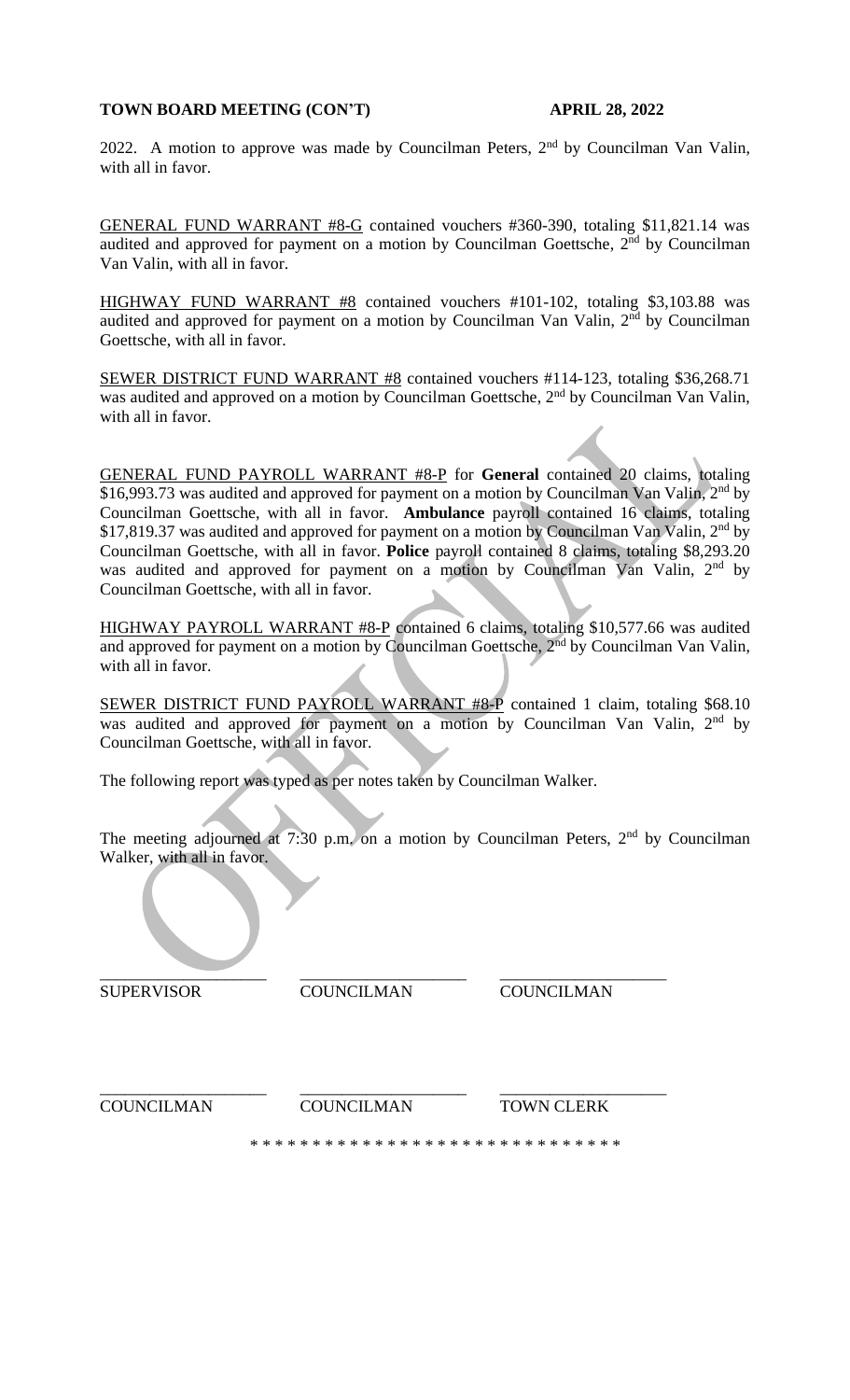2022. A motion to approve was made by Councilman Peters, 2nd by Councilman Van Valin, with all in favor.

GENERAL FUND WARRANT #8-G contained vouchers #360-390, totaling $11,821.14 was audited and approved for payment on a motion by Councilman Goettsche, 2nd by Councilman Van Valin, with all in favor.

HIGHWAY FUND WARRANT #8 contained vouchers #101-102, totaling $3,103.88 was audited and approved for payment on a motion by Councilman Van Valin, 2nd by Councilman Goettsche, with all in favor.

SEWER DISTRICT FUND WARRANT #8 contained vouchers #114-123, totaling $36,268.71 was audited and approved on a motion by Councilman Goettsche, 2nd by Councilman Van Valin, with all in favor.

GENERAL FUND PAYROLL WARRANT #8-P for **General** contained 20 claims, totaling $16,993.73 was audited and approved for payment on a motion by Councilman Van Valin, 2nd by Councilman Goettsche, with all in favor. **Ambulance** payroll contained 16 claims, totaling $17,819.37 was audited and approved for payment on a motion by Councilman Van Valin, 2nd by Councilman Goettsche, with all in favor. **Police** payroll contained 8 claims, totaling $8,293.20 was audited and approved for payment on a motion by Councilman Van Valin, 2nd by Councilman Goettsche, with all in favor.

HIGHWAY PAYROLL WARRANT #8-P contained 6 claims, totaling $10,577.66 was audited and approved for payment on a motion by Councilman Goettsche, 2nd by Councilman Van Valin, with all in favor.

SEWER DISTRICT FUND PAYROLL WARRANT #8-P contained 1 claim, totaling $68.10 was audited and approved for payment on a motion by Councilman Van Valin, 2nd by Councilman Goettsche, with all in favor.

The following report was typed as per notes taken by Councilman Walker.

The meeting adjourned at 7:30 p.m. on a motion by Councilman Peters, 2nd by Councilman Walker, with all in favor.

| | | |
|---|---|---|
| ____________________ | ____________________ | ____________________ |
| SUPERVISOR | COUNCILMAN | COUNCILMAN |
| ____________________ | ____________________ | ____________________ |
| COUNCILMAN | COUNCILMAN | TOWN CLERK |

* * * * * * * * * * * * * * * * * * * * * * * * * * * * * *

OFFICIAL